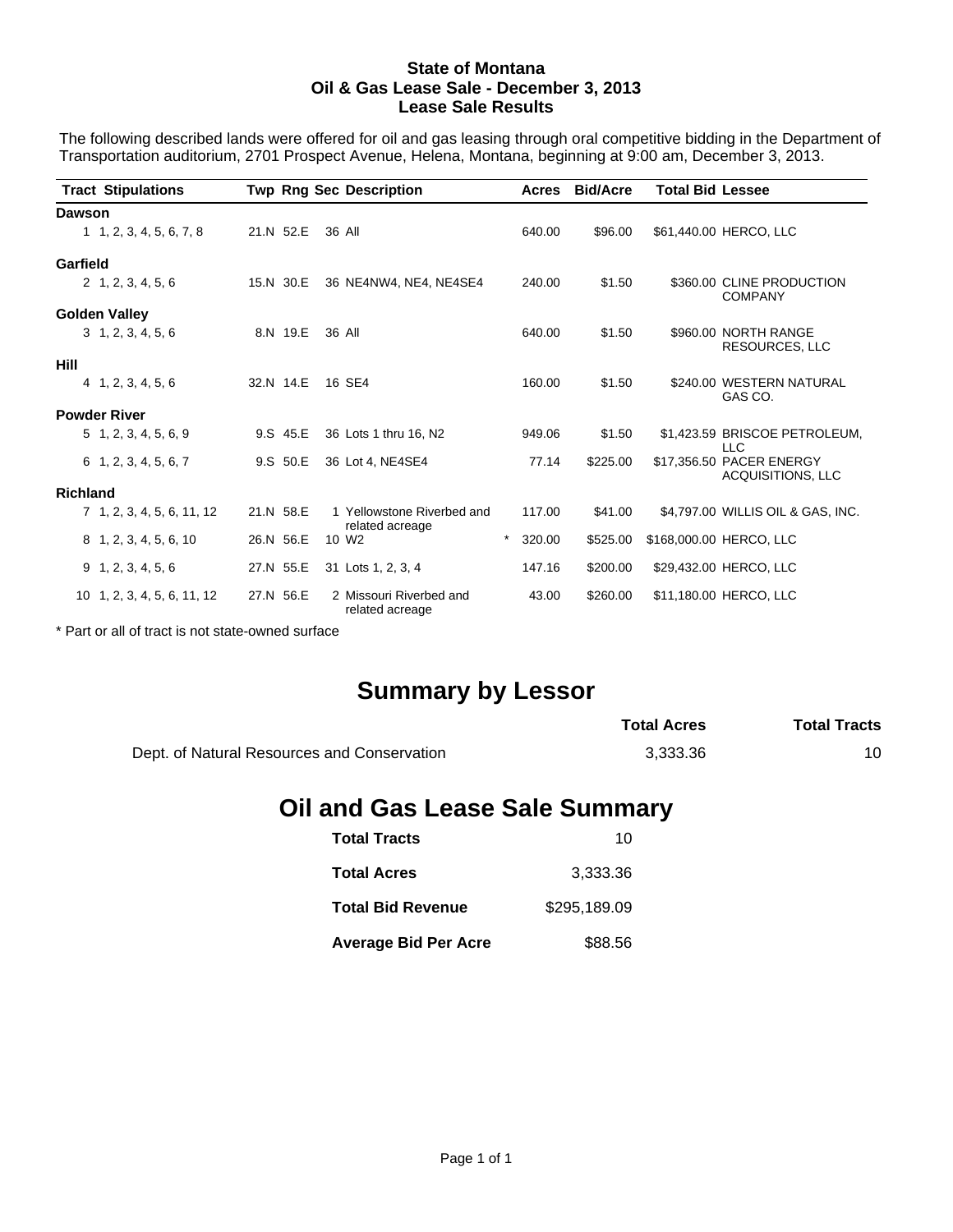# State of Montana
## Oil & Gas Lease Sale - December 3, 2013
## Lease Sale Results

The following described lands were offered for oil and gas leasing through oral competitive bidding in the Department of Transportation auditorium, 2701 Prospect Avenue, Helena, Montana, beginning at 9:00 am, December 3, 2013.

| Tract | Stipulations | Twp | Rng | Sec | Description | | Acres | Bid/Acre | Total Bid | Lessee |
|---|---|---|---|---|---|---|---|---|---|---|
| **Dawson** | | | | | | | | | | |
| 1 | 1, 2, 3, 4, 5, 6, 7, 8 | 21.N | 52.E | 36 | All | | 640.00 | $96.00 | $61,440.00 | HERCO, LLC |
| **Garfield** | | | | | | | | | | |
| 2 | 1, 2, 3, 4, 5, 6 | 15.N | 30.E | 36 | NE4NW4, NE4, NE4SE4 | | 240.00 | $1.50 | $360.00 | CLINE PRODUCTION COMPANY |
| **Golden Valley** | | | | | | | | | | |
| 3 | 1, 2, 3, 4, 5, 6 | 8.N | 19.E | 36 | All | | 640.00 | $1.50 | $960.00 | NORTH RANGE RESOURCES, LLC |
| **Hill** | | | | | | | | | | |
| 4 | 1, 2, 3, 4, 5, 6 | 32.N | 14.E | 16 | SE4 | | 160.00 | $1.50 | $240.00 | WESTERN NATURAL GAS CO. |
| **Powder River** | | | | | | | | | | |
| 5 | 1, 2, 3, 4, 5, 6, 9 | 9.S | 45.E | 36 | Lots 1 thru 16, N2 | | 949.06 | $1.50 | $1,423.59 | BRISCOE PETROLEUM, LLC |
| 6 | 1, 2, 3, 4, 5, 6, 7 | 9.S | 50.E | 36 | Lot 4, NE4SE4 | | 77.14 | $225.00 | $17,356.50 | PACER ENERGY ACQUISITIONS, LLC |
| **Richland** | | | | | | | | | | |
| 7 | 1, 2, 3, 4, 5, 6, 11, 12 | 21.N | 58.E | 1 | Yellowstone Riverbed and related acreage | | 117.00 | $41.00 | $4,797.00 | WILLIS OIL & GAS, INC. |
| 8 | 1, 2, 3, 4, 5, 6, 10 | 26.N | 56.E | 10 | W2 | * | 320.00 | $525.00 | $168,000.00 | HERCO, LLC |
| 9 | 1, 2, 3, 4, 5, 6 | 27.N | 55.E | 31 | Lots 1, 2, 3, 4 | | 147.16 | $200.00 | $29,432.00 | HERCO, LLC |
| 10 | 1, 2, 3, 4, 5, 6, 11, 12 | 27.N | 56.E | 2 | Missouri Riverbed and related acreage | | 43.00 | $260.00 | $11,180.00 | HERCO, LLC |

* Part or all of tract is not state-owned surface

# Summary by Lessor

| | Total Acres | Total Tracts |
|---|---|---|
| Dept. of Natural Resources and Conservation | 3,333.36 | 10 |

# Oil and Gas Lease Sale Summary

| | |
|---|---|
| **Total Tracts** | 10 |
| **Total Acres** | 3,333.36 |
| **Total Bid Revenue** | $295,189.09 |
| **Average Bid Per Acre** | $88.56 |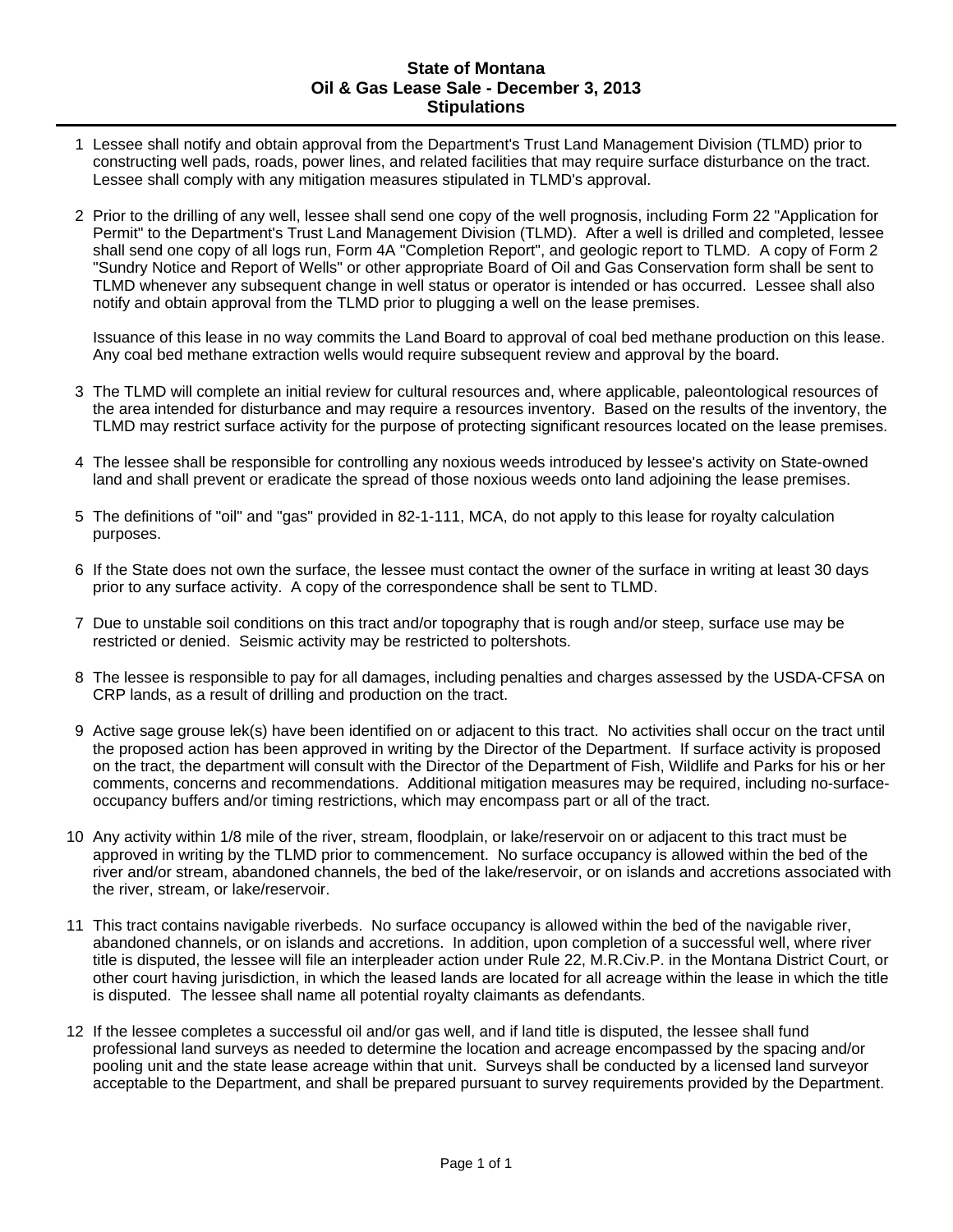# State of Montana
## Oil & Gas Lease Sale - December 3, 2013
## Stipulations

1 Lessee shall notify and obtain approval from the Department's Trust Land Management Division (TLMD) prior to constructing well pads, roads, power lines, and related facilities that may require surface disturbance on the tract. Lessee shall comply with any mitigation measures stipulated in TLMD's approval.

2 Prior to the drilling of any well, lessee shall send one copy of the well prognosis, including Form 22 "Application for Permit" to the Department's Trust Land Management Division (TLMD). After a well is drilled and completed, lessee shall send one copy of all logs run, Form 4A "Completion Report", and geologic report to TLMD. A copy of Form 2 "Sundry Notice and Report of Wells" or other appropriate Board of Oil and Gas Conservation form shall be sent to TLMD whenever any subsequent change in well status or operator is intended or has occurred. Lessee shall also notify and obtain approval from the TLMD prior to plugging a well on the lease premises.

Issuance of this lease in no way commits the Land Board to approval of coal bed methane production on this lease. Any coal bed methane extraction wells would require subsequent review and approval by the board.

3 The TLMD will complete an initial review for cultural resources and, where applicable, paleontological resources of the area intended for disturbance and may require a resources inventory. Based on the results of the inventory, the TLMD may restrict surface activity for the purpose of protecting significant resources located on the lease premises.

4 The lessee shall be responsible for controlling any noxious weeds introduced by lessee's activity on State-owned land and shall prevent or eradicate the spread of those noxious weeds onto land adjoining the lease premises.

5 The definitions of "oil" and "gas" provided in 82-1-111, MCA, do not apply to this lease for royalty calculation purposes.

6 If the State does not own the surface, the lessee must contact the owner of the surface in writing at least 30 days prior to any surface activity. A copy of the correspondence shall be sent to TLMD.

7 Due to unstable soil conditions on this tract and/or topography that is rough and/or steep, surface use may be restricted or denied. Seismic activity may be restricted to poltershots.

8 The lessee is responsible to pay for all damages, including penalties and charges assessed by the USDA-CFSA on CRP lands, as a result of drilling and production on the tract.

9 Active sage grouse lek(s) have been identified on or adjacent to this tract. No activities shall occur on the tract until the proposed action has been approved in writing by the Director of the Department. If surface activity is proposed on the tract, the department will consult with the Director of the Department of Fish, Wildlife and Parks for his or her comments, concerns and recommendations. Additional mitigation measures may be required, including no-surface-occupancy buffers and/or timing restrictions, which may encompass part or all of the tract.

10 Any activity within 1/8 mile of the river, stream, floodplain, or lake/reservoir on or adjacent to this tract must be approved in writing by the TLMD prior to commencement. No surface occupancy is allowed within the bed of the river and/or stream, abandoned channels, the bed of the lake/reservoir, or on islands and accretions associated with the river, stream, or lake/reservoir.

11 This tract contains navigable riverbeds. No surface occupancy is allowed within the bed of the navigable river, abandoned channels, or on islands and accretions. In addition, upon completion of a successful well, where river title is disputed, the lessee will file an interpleader action under Rule 22, M.R.Civ.P. in the Montana District Court, or other court having jurisdiction, in which the leased lands are located for all acreage within the lease in which the title is disputed. The lessee shall name all potential royalty claimants as defendants.

12 If the lessee completes a successful oil and/or gas well, and if land title is disputed, the lessee shall fund professional land surveys as needed to determine the location and acreage encompassed by the spacing and/or pooling unit and the state lease acreage within that unit. Surveys shall be conducted by a licensed land surveyor acceptable to the Department, and shall be prepared pursuant to survey requirements provided by the Department.